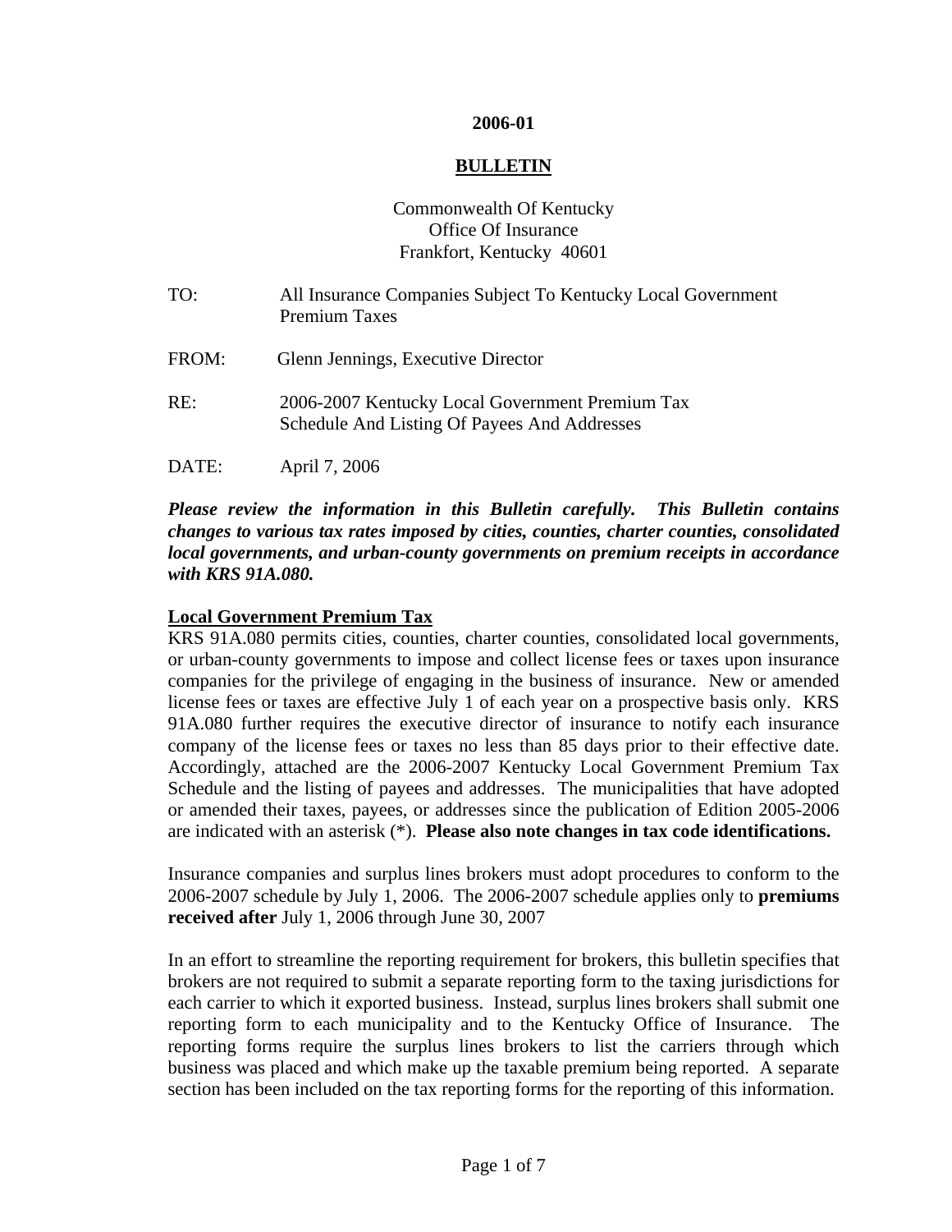**2006-01**

**BULLETIN**

Commonwealth Of Kentucky
Office Of Insurance
Frankfort, Kentucky 40601

TO: All Insurance Companies Subject To Kentucky Local Government Premium Taxes

FROM: Glenn Jennings, Executive Director

RE: 2006-2007 Kentucky Local Government Premium Tax Schedule And Listing Of Payees And Addresses

DATE: April 7, 2006

***Please review the information in this Bulletin carefully. This Bulletin contains changes to various tax rates imposed by cities, counties, charter counties, consolidated local governments, and urban-county governments on premium receipts in accordance with KRS 91A.080.***

**Local Government Premium Tax**

KRS 91A.080 permits cities, counties, charter counties, consolidated local governments, or urban-county governments to impose and collect license fees or taxes upon insurance companies for the privilege of engaging in the business of insurance. New or amended license fees or taxes are effective July 1 of each year on a prospective basis only. KRS 91A.080 further requires the executive director of insurance to notify each insurance company of the license fees or taxes no less than 85 days prior to their effective date. Accordingly, attached are the 2006-2007 Kentucky Local Government Premium Tax Schedule and the listing of payees and addresses. The municipalities that have adopted or amended their taxes, payees, or addresses since the publication of Edition 2005-2006 are indicated with an asterisk (*). **Please also note changes in tax code identifications.**

Insurance companies and surplus lines brokers must adopt procedures to conform to the 2006-2007 schedule by July 1, 2006. The 2006-2007 schedule applies only to **premiums received after** July 1, 2006 through June 30, 2007

In an effort to streamline the reporting requirement for brokers, this bulletin specifies that brokers are not required to submit a separate reporting form to the taxing jurisdictions for each carrier to which it exported business. Instead, surplus lines brokers shall submit one reporting form to each municipality and to the Kentucky Office of Insurance. The reporting forms require the surplus lines brokers to list the carriers through which business was placed and which make up the taxable premium being reported. A separate section has been included on the tax reporting forms for the reporting of this information.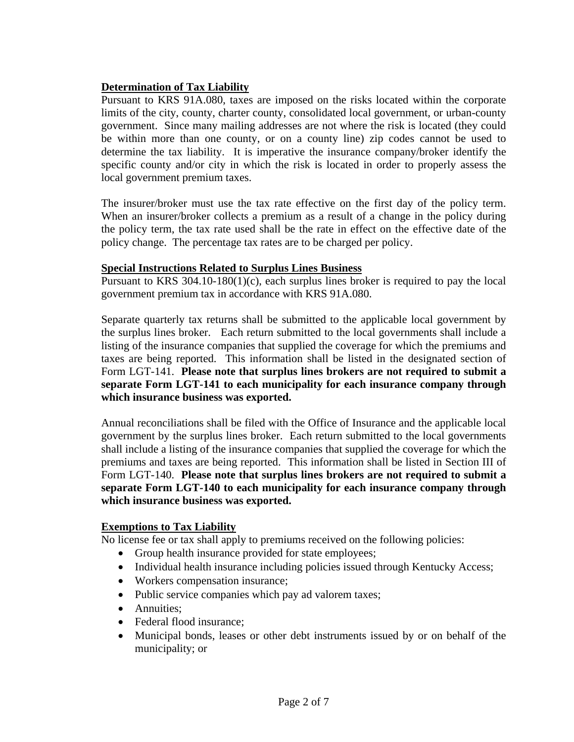## Determination of Tax Liability

Pursuant to KRS 91A.080, taxes are imposed on the risks located within the corporate limits of the city, county, charter county, consolidated local government, or urban-county government. Since many mailing addresses are not where the risk is located (they could be within more than one county, or on a county line) zip codes cannot be used to determine the tax liability. It is imperative the insurance company/broker identify the specific county and/or city in which the risk is located in order to properly assess the local government premium taxes.

The insurer/broker must use the tax rate effective on the first day of the policy term. When an insurer/broker collects a premium as a result of a change in the policy during the policy term, the tax rate used shall be the rate in effect on the effective date of the policy change. The percentage tax rates are to be charged per policy.

## Special Instructions Related to Surplus Lines Business

Pursuant to KRS 304.10-180(1)(c), each surplus lines broker is required to pay the local government premium tax in accordance with KRS 91A.080.

Separate quarterly tax returns shall be submitted to the applicable local government by the surplus lines broker. Each return submitted to the local governments shall include a listing of the insurance companies that supplied the coverage for which the premiums and taxes are being reported. This information shall be listed in the designated section of Form LGT-141. **Please note that surplus lines brokers are not required to submit a separate Form LGT-141 to each municipality for each insurance company through which insurance business was exported.**

Annual reconciliations shall be filed with the Office of Insurance and the applicable local government by the surplus lines broker. Each return submitted to the local governments shall include a listing of the insurance companies that supplied the coverage for which the premiums and taxes are being reported. This information shall be listed in Section III of Form LGT-140. **Please note that surplus lines brokers are not required to submit a separate Form LGT-140 to each municipality for each insurance company through which insurance business was exported.**

## Exemptions to Tax Liability

No license fee or tax shall apply to premiums received on the following policies:

- Group health insurance provided for state employees;
- Individual health insurance including policies issued through Kentucky Access;
- Workers compensation insurance;
- Public service companies which pay ad valorem taxes;
- Annuities;
- Federal flood insurance;
- Municipal bonds, leases or other debt instruments issued by or on behalf of the municipality; or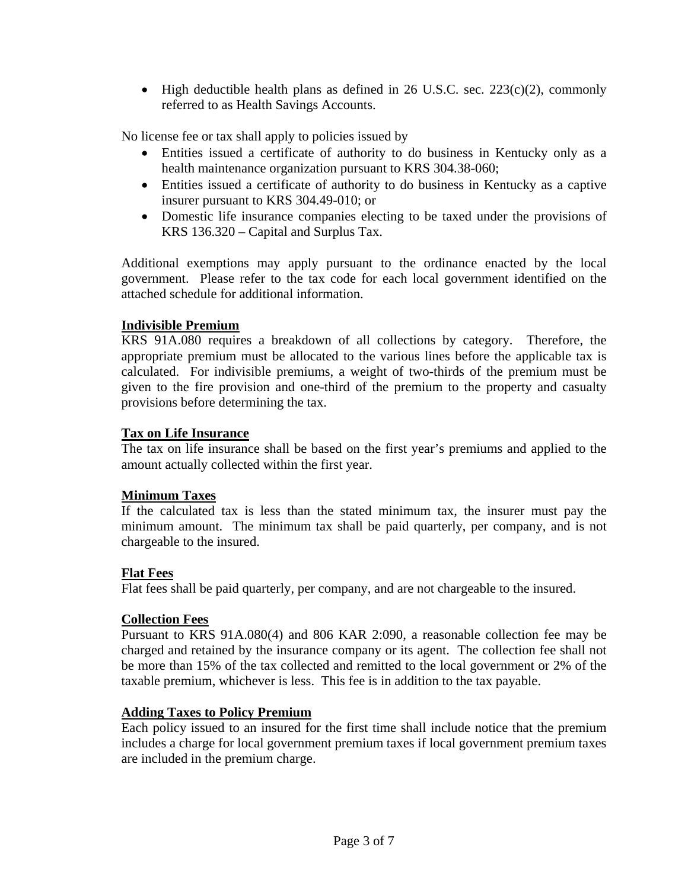- High deductible health plans as defined in 26 U.S.C. sec. 223(c)(2), commonly referred to as Health Savings Accounts.

No license fee or tax shall apply to policies issued by

- Entities issued a certificate of authority to do business in Kentucky only as a health maintenance organization pursuant to KRS 304.38-060;
- Entities issued a certificate of authority to do business in Kentucky as a captive insurer pursuant to KRS 304.49-010; or
- Domestic life insurance companies electing to be taxed under the provisions of KRS 136.320 – Capital and Surplus Tax.

Additional exemptions may apply pursuant to the ordinance enacted by the local government. Please refer to the tax code for each local government identified on the attached schedule for additional information.

**Indivisible Premium**

KRS 91A.080 requires a breakdown of all collections by category. Therefore, the appropriate premium must be allocated to the various lines before the applicable tax is calculated. For indivisible premiums, a weight of two-thirds of the premium must be given to the fire provision and one-third of the premium to the property and casualty provisions before determining the tax.

**Tax on Life Insurance**

The tax on life insurance shall be based on the first year's premiums and applied to the amount actually collected within the first year.

**Minimum Taxes**

If the calculated tax is less than the stated minimum tax, the insurer must pay the minimum amount. The minimum tax shall be paid quarterly, per company, and is not chargeable to the insured.

**Flat Fees**

Flat fees shall be paid quarterly, per company, and are not chargeable to the insured.

**Collection Fees**

Pursuant to KRS 91A.080(4) and 806 KAR 2:090, a reasonable collection fee may be charged and retained by the insurance company or its agent. The collection fee shall not be more than 15% of the tax collected and remitted to the local government or 2% of the taxable premium, whichever is less. This fee is in addition to the tax payable.

**Adding Taxes to Policy Premium**

Each policy issued to an insured for the first time shall include notice that the premium includes a charge for local government premium taxes if local government premium taxes are included in the premium charge.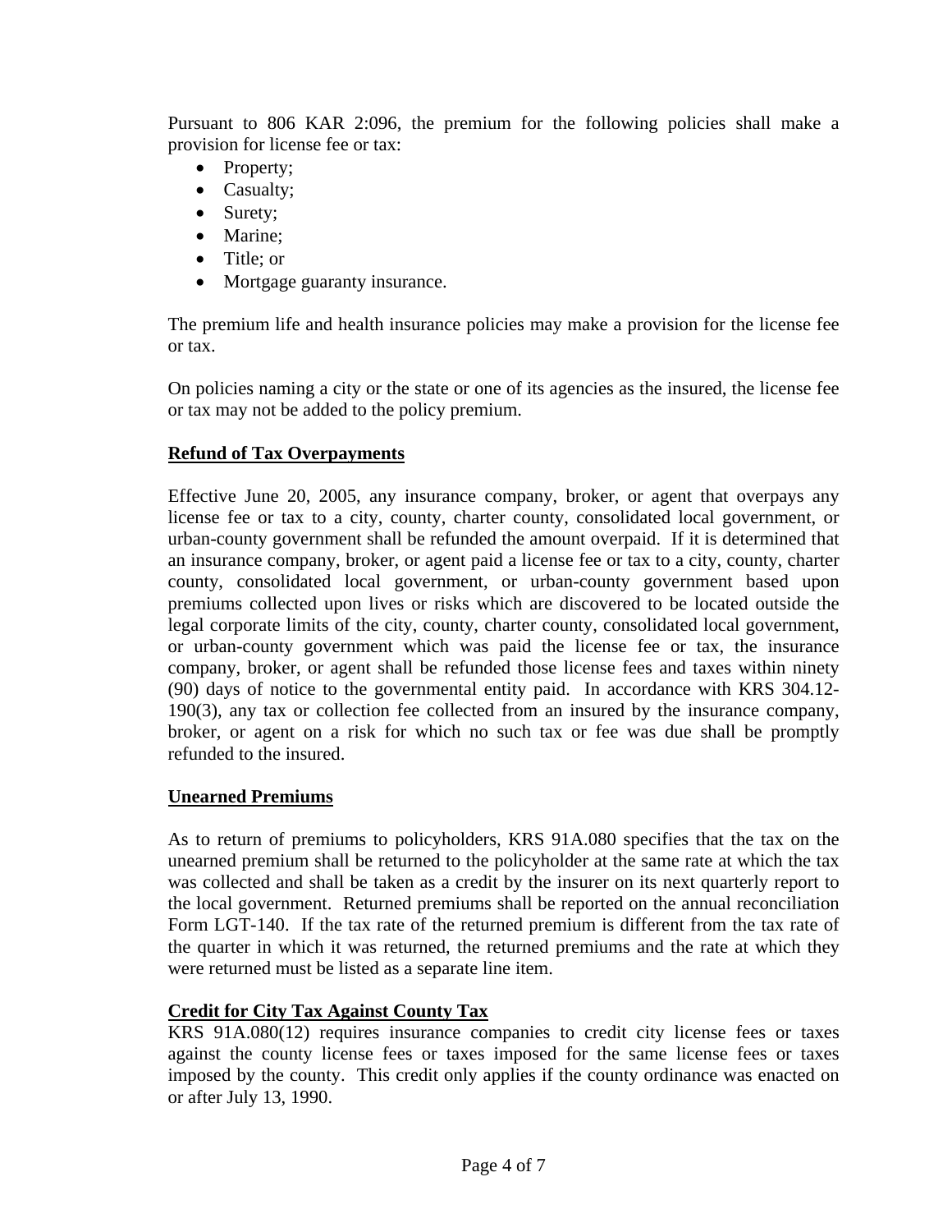Pursuant to 806 KAR 2:096, the premium for the following policies shall make a provision for license fee or tax:

- Property;
- Casualty;
- Surety;
- Marine;
- Title; or
- Mortgage guaranty insurance.

The premium life and health insurance policies may make a provision for the license fee or tax.

On policies naming a city or the state or one of its agencies as the insured, the license fee or tax may not be added to the policy premium.

## Refund of Tax Overpayments

Effective June 20, 2005, any insurance company, broker, or agent that overpays any license fee or tax to a city, county, charter county, consolidated local government, or urban-county government shall be refunded the amount overpaid. If it is determined that an insurance company, broker, or agent paid a license fee or tax to a city, county, charter county, consolidated local government, or urban-county government based upon premiums collected upon lives or risks which are discovered to be located outside the legal corporate limits of the city, county, charter county, consolidated local government, or urban-county government which was paid the license fee or tax, the insurance company, broker, or agent shall be refunded those license fees and taxes within ninety (90) days of notice to the governmental entity paid. In accordance with KRS 304.12-190(3), any tax or collection fee collected from an insured by the insurance company, broker, or agent on a risk for which no such tax or fee was due shall be promptly refunded to the insured.

## Unearned Premiums

As to return of premiums to policyholders, KRS 91A.080 specifies that the tax on the unearned premium shall be returned to the policyholder at the same rate at which the tax was collected and shall be taken as a credit by the insurer on its next quarterly report to the local government. Returned premiums shall be reported on the annual reconciliation Form LGT-140. If the tax rate of the returned premium is different from the tax rate of the quarter in which it was returned, the returned premiums and the rate at which they were returned must be listed as a separate line item.

## Credit for City Tax Against County Tax

KRS 91A.080(12) requires insurance companies to credit city license fees or taxes against the county license fees or taxes imposed for the same license fees or taxes imposed by the county. This credit only applies if the county ordinance was enacted on or after July 13, 1990.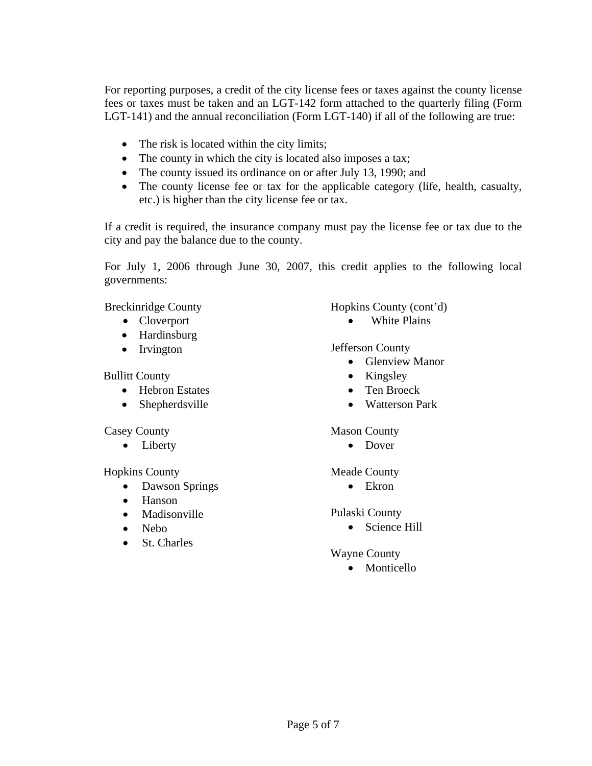For reporting purposes, a credit of the city license fees or taxes against the county license fees or taxes must be taken and an LGT-142 form attached to the quarterly filing (Form LGT-141) and the annual reconciliation (Form LGT-140) if all of the following are true:

- The risk is located within the city limits;
- The county in which the city is located also imposes a tax;
- The county issued its ordinance on or after July 13, 1990; and
- The county license fee or tax for the applicable category (life, health, casualty, etc.) is higher than the city license fee or tax.

If a credit is required, the insurance company must pay the license fee or tax due to the city and pay the balance due to the county.

For July 1, 2006 through June 30, 2007, this credit applies to the following local governments:

Breckinridge County
- Cloverport
- Hardinsburg
- Irvington

Bullitt County
- Hebron Estates
- Shepherdsville

Casey County
- Liberty

Hopkins County
- Dawson Springs
- Hanson
- Madisonville
- Nebo
- St. Charles

Hopkins County (cont'd)
- White Plains

Jefferson County
- Glenview Manor
- Kingsley
- Ten Broeck
- Watterson Park

Mason County
- Dover

Meade County
- Ekron

Pulaski County
- Science Hill

Wayne County
- Monticello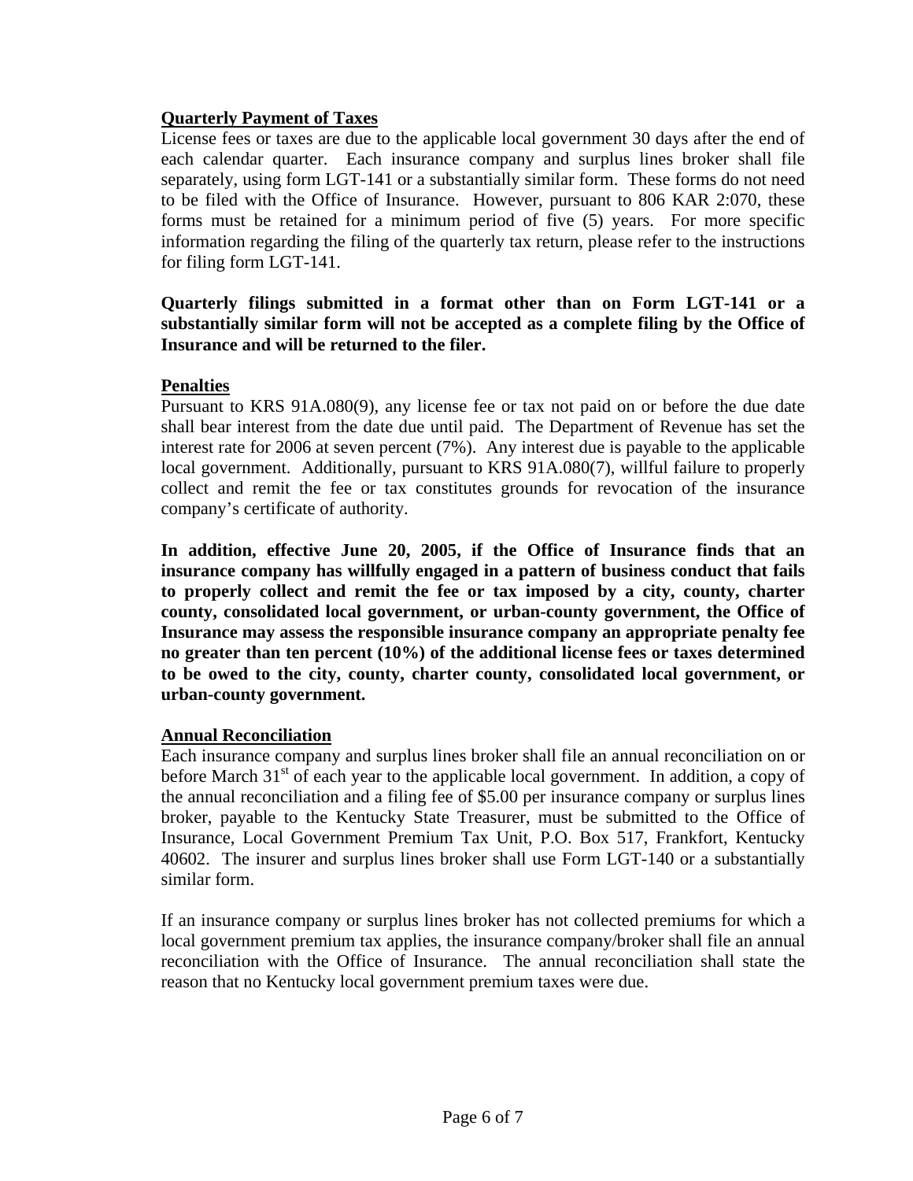## Quarterly Payment of Taxes

License fees or taxes are due to the applicable local government 30 days after the end of each calendar quarter. Each insurance company and surplus lines broker shall file separately, using form LGT-141 or a substantially similar form. These forms do not need to be filed with the Office of Insurance. However, pursuant to 806 KAR 2:070, these forms must be retained for a minimum period of five (5) years. For more specific information regarding the filing of the quarterly tax return, please refer to the instructions for filing form LGT-141.

**Quarterly filings submitted in a format other than on Form LGT-141 or a substantially similar form will not be accepted as a complete filing by the Office of Insurance and will be returned to the filer.**

## Penalties

Pursuant to KRS 91A.080(9), any license fee or tax not paid on or before the due date shall bear interest from the date due until paid. The Department of Revenue has set the interest rate for 2006 at seven percent (7%). Any interest due is payable to the applicable local government. Additionally, pursuant to KRS 91A.080(7), willful failure to properly collect and remit the fee or tax constitutes grounds for revocation of the insurance company's certificate of authority.

**In addition, effective June 20, 2005, if the Office of Insurance finds that an insurance company has willfully engaged in a pattern of business conduct that fails to properly collect and remit the fee or tax imposed by a city, county, charter county, consolidated local government, or urban-county government, the Office of Insurance may assess the responsible insurance company an appropriate penalty fee no greater than ten percent (10%) of the additional license fees or taxes determined to be owed to the city, county, charter county, consolidated local government, or urban-county government.**

## Annual Reconciliation

Each insurance company and surplus lines broker shall file an annual reconciliation on or before March 31st of each year to the applicable local government. In addition, a copy of the annual reconciliation and a filing fee of $5.00 per insurance company or surplus lines broker, payable to the Kentucky State Treasurer, must be submitted to the Office of Insurance, Local Government Premium Tax Unit, P.O. Box 517, Frankfort, Kentucky 40602. The insurer and surplus lines broker shall use Form LGT-140 or a substantially similar form.

If an insurance company or surplus lines broker has not collected premiums for which a local government premium tax applies, the insurance company/broker shall file an annual reconciliation with the Office of Insurance. The annual reconciliation shall state the reason that no Kentucky local government premium taxes were due.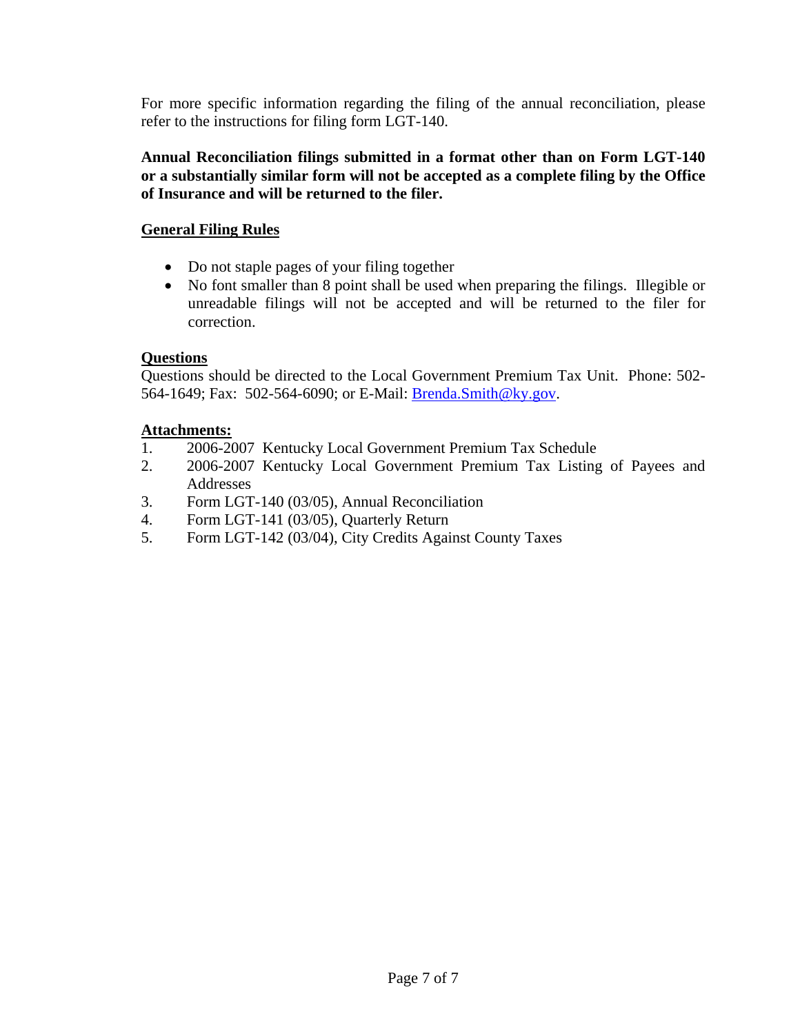For more specific information regarding the filing of the annual reconciliation, please refer to the instructions for filing form LGT-140.

**Annual Reconciliation filings submitted in a format other than on Form LGT-140 or a substantially similar form will not be accepted as a complete filing by the Office of Insurance and will be returned to the filer.**

## General Filing Rules

- Do not staple pages of your filing together
- No font smaller than 8 point shall be used when preparing the filings. Illegible or unreadable filings will not be accepted and will be returned to the filer for correction.

## Questions

Questions should be directed to the Local Government Premium Tax Unit. Phone: 502-564-1649; Fax: 502-564-6090; or E-Mail: Brenda.Smith@ky.gov.

## Attachments:

1. 2006-2007 Kentucky Local Government Premium Tax Schedule
2. 2006-2007 Kentucky Local Government Premium Tax Listing of Payees and Addresses
3. Form LGT-140 (03/05), Annual Reconciliation
4. Form LGT-141 (03/05), Quarterly Return
5. Form LGT-142 (03/04), City Credits Against County Taxes